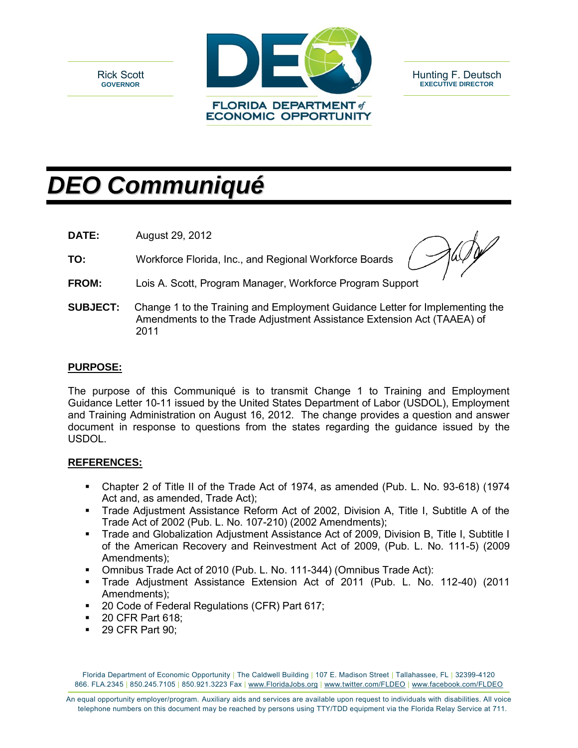Rick Scott
**GOVERNOR**

FLORIDA DEPARTMENT of ECONOMIC OPPORTUNITY

Hunting F. Deutsch
**EXECUTIVE DIRECTOR**

# *DEO Communiqué*

**DATE:** August 29, 2012

**TO:** Workforce Florida, Inc., and Regional Workforce Boards

**FROM:** Lois A. Scott, Program Manager, Workforce Program Support

**SUBJECT:** Change 1 to the Training and Employment Guidance Letter for Implementing the Amendments to the Trade Adjustment Assistance Extension Act (TAAEA) of 2011

## PURPOSE:

The purpose of this Communiqué is to transmit Change 1 to Training and Employment Guidance Letter 10-11 issued by the United States Department of Labor (USDOL), Employment and Training Administration on August 16, 2012. The change provides a question and answer document in response to questions from the states regarding the guidance issued by the USDOL.

## REFERENCES:

- Chapter 2 of Title II of the Trade Act of 1974, as amended (Pub. L. No. 93-618) (1974 Act and, as amended, Trade Act);
- Trade Adjustment Assistance Reform Act of 2002, Division A, Title I, Subtitle A of the Trade Act of 2002 (Pub. L. No. 107-210) (2002 Amendments);
- Trade and Globalization Adjustment Assistance Act of 2009, Division B, Title I, Subtitle I of the American Recovery and Reinvestment Act of 2009, (Pub. L. No. 111-5) (2009 Amendments);
- Omnibus Trade Act of 2010 (Pub. L. No. 111-344) (Omnibus Trade Act):
- Trade Adjustment Assistance Extension Act of 2011 (Pub. L. No. 112-40) (2011 Amendments);
- 20 Code of Federal Regulations (CFR) Part 617;
- 20 CFR Part 618;
- 29 CFR Part 90;

Florida Department of Economic Opportunity | The Caldwell Building | 107 E. Madison Street | Tallahassee, FL | 32399-4120
866. FLA.2345 | 850.245.7105 | 850.921.3223 Fax | www.FloridaJobs.org | www.twitter.com/FLDEO | www.facebook.com/FLDEO

An equal opportunity employer/program. Auxiliary aids and services are available upon request to individuals with disabilities. All voice telephone numbers on this document may be reached by persons using TTY/TDD equipment via the Florida Relay Service at 711.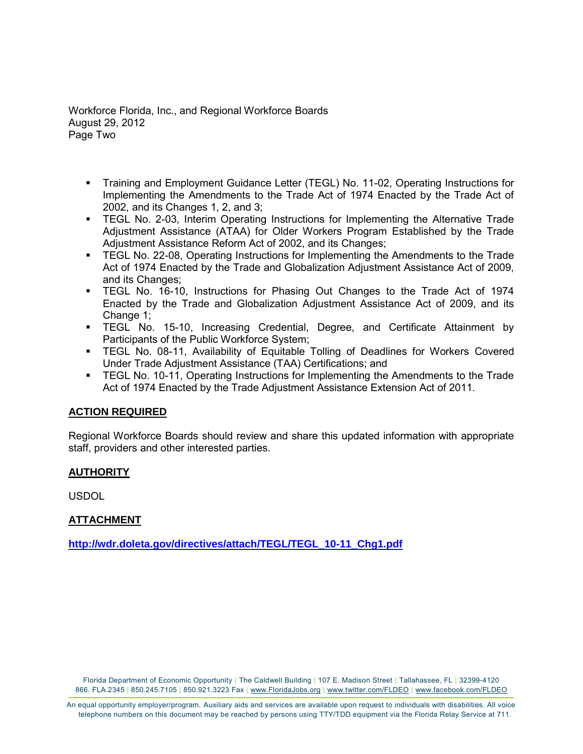- Training and Employment Guidance Letter (TEGL) No. 11-02, Operating Instructions for Implementing the Amendments to the Trade Act of 1974 Enacted by the Trade Act of 2002, and its Changes 1, 2, and 3;
- TEGL No. 2-03, Interim Operating Instructions for Implementing the Alternative Trade Adjustment Assistance (ATAA) for Older Workers Program Established by the Trade Adjustment Assistance Reform Act of 2002, and its Changes;
- TEGL No. 22-08, Operating Instructions for Implementing the Amendments to the Trade Act of 1974 Enacted by the Trade and Globalization Adjustment Assistance Act of 2009, and its Changes;
- TEGL No. 16-10, Instructions for Phasing Out Changes to the Trade Act of 1974 Enacted by the Trade and Globalization Adjustment Assistance Act of 2009, and its Change 1;
- TEGL No. 15-10, Increasing Credential, Degree, and Certificate Attainment by Participants of the Public Workforce System;
- TEGL No. 08-11, Availability of Equitable Tolling of Deadlines for Workers Covered Under Trade Adjustment Assistance (TAA) Certifications; and
- TEGL No. 10-11, Operating Instructions for Implementing the Amendments to the Trade Act of 1974 Enacted by the Trade Adjustment Assistance Extension Act of 2011.

## ACTION REQUIRED

Regional Workforce Boards should review and share this updated information with appropriate staff, providers and other interested parties.

## AUTHORITY

USDOL

## ATTACHMENT

**http://wdr.doleta.gov/directives/attach/TEGL/TEGL_10-11_Chg1.pdf**